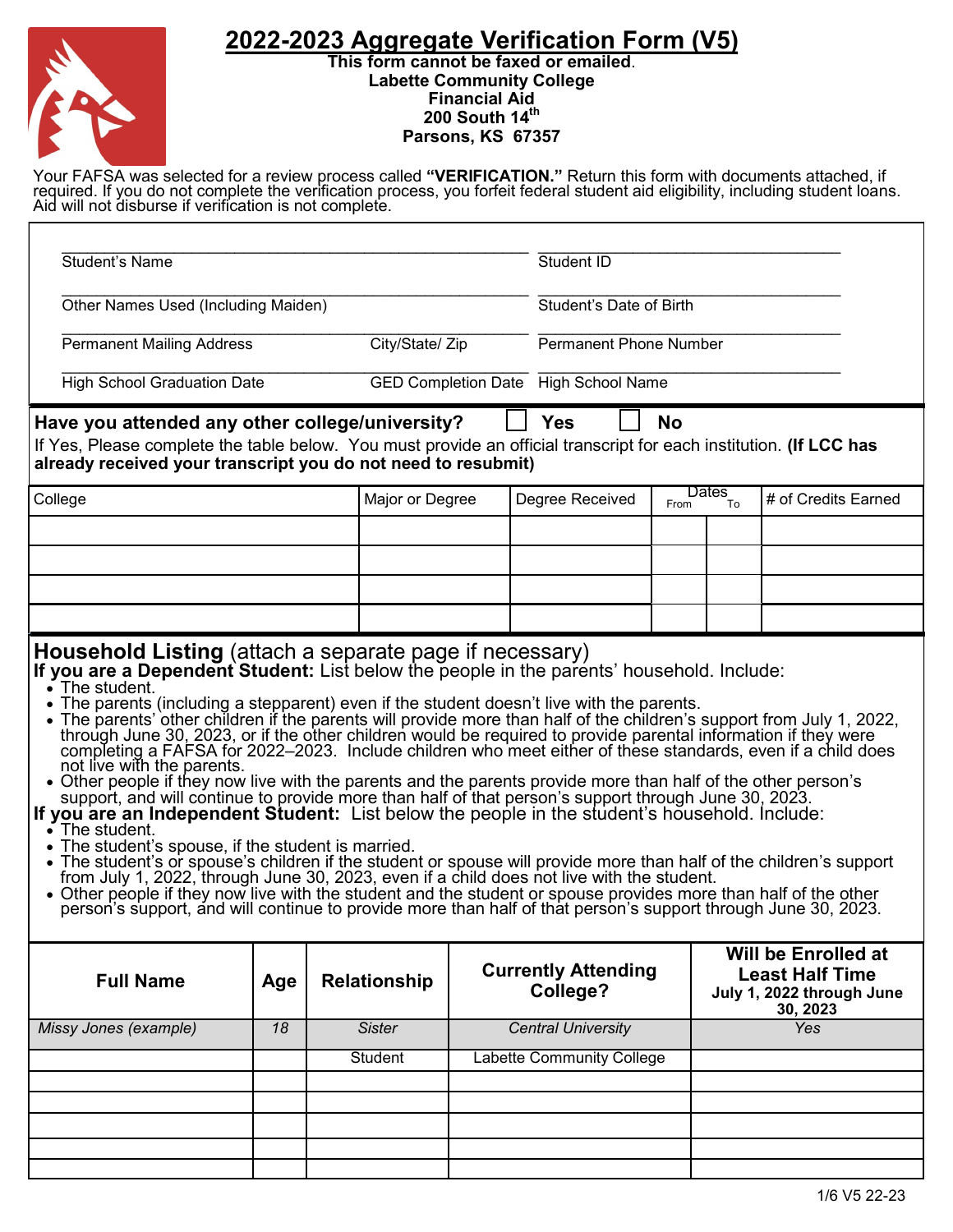# 2022-2023 Aggregate Verification Form (V5)

**This form cannot be faxed or emailed.**
**Labette Community College**
**Financial Aid**
**200 South 14th**
**Parsons, KS 67357**

Your FAFSA was selected for a review process called **"VERIFICATION."** Return this form with documents attached, if required. If you do not complete the verification process, you forfeit federal student aid eligibility, including student loans. Aid will not disburse if verification is not complete.

| | |
|---|---|
| Student's Name | Student ID |
| Other Names Used (Including Maiden) | Student's Date of Birth |
| Permanent Mailing Address / City/State/ Zip | Permanent Phone Number |
| High School Graduation Date / GED Completion Date | High School Name |

**Have you attended any other college/university?** ☐ **Yes** ☐ **No**

If Yes, Please complete the table below. You must provide an official transcript for each institution. **(If LCC has already received your transcript you do not need to resubmit)**

| College | Major or Degree | Degree Received | Dates From | Dates To | # of Credits Earned |
|---|---|---|---|---|---|
| | | | | | |
| | | | | | |
| | | | | | |
| | | | | | |

## Household Listing (attach a separate page if necessary)

**If you are a Dependent Student:** List below the people in the parents' household. Include:

- The student.
- The parents (including a stepparent) even if the student doesn't live with the parents.
- The parents' other children if the parents will provide more than half of the children's support from July 1, 2022, through June 30, 2023, or if the other children would be required to provide parental information if they were completing a FAFSA for 2022–2023. Include children who meet either of these standards, even if a child does not live with the parents.
- Other people if they now live with the parents and the parents provide more than half of the other person's support, and will continue to provide more than half of that person's support through June 30, 2023.

**If you are an Independent Student:** List below the people in the student's household. Include:

- The student.
- The student's spouse, if the student is married.
- The student's or spouse's children if the student or spouse will provide more than half of the children's support from July 1, 2022, through June 30, 2023, even if a child does not live with the student.
- Other people if they now live with the student and the student or spouse provides more than half of the other person's support, and will continue to provide more than half of that person's support through June 30, 2023.

| Full Name | Age | Relationship | Currently Attending College? | Will be Enrolled at Least Half Time July 1, 2022 through June 30, 2023 |
|---|---|---|---|---|
| *Missy Jones (example)* | *18* | *Sister* | *Central University* | *Yes* |
| | | Student | Labette Community College | |
| | | | | |
| | | | | |
| | | | | |
| | | | | |
| | | | | |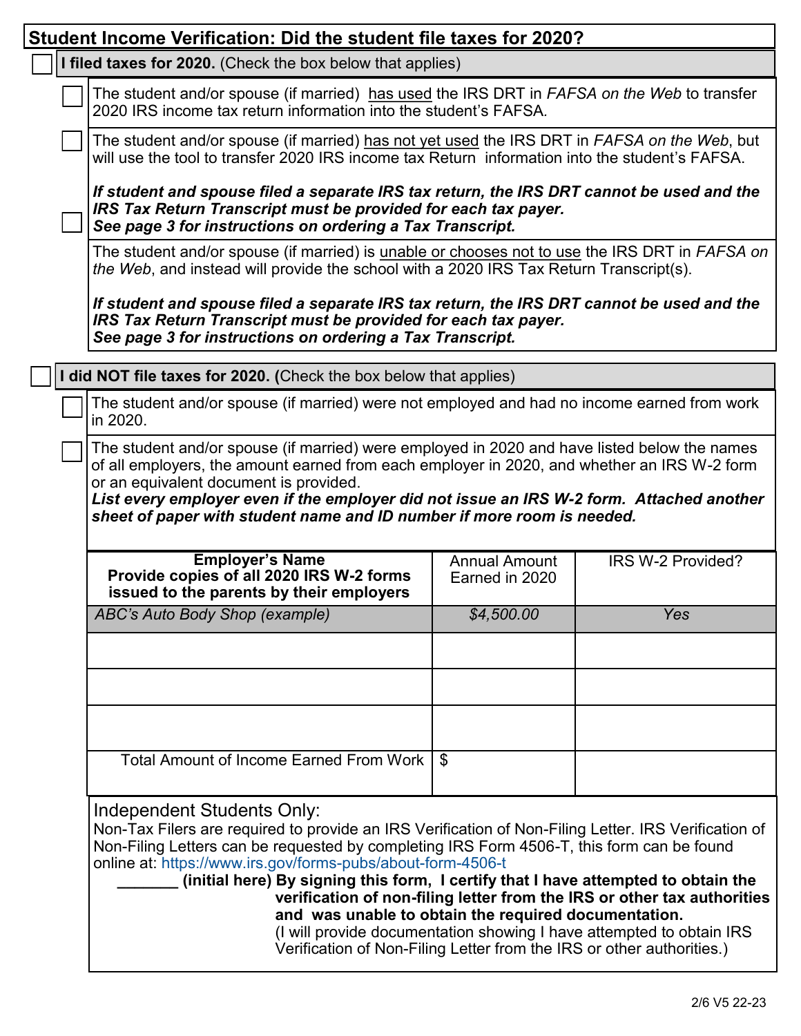## Student Income Verification: Did the student file taxes for 2020?

☐ **I filed taxes for 2020.** (Check the box below that applies)

☐ The student and/or spouse (if married) has used the IRS DRT in *FAFSA on the Web* to transfer 2020 IRS income tax return information into the student's FAFSA.

☐ The student and/or spouse (if married) has not yet used the IRS DRT in *FAFSA on the Web*, but will use the tool to transfer 2020 IRS income tax Return information into the student's FAFSA.

***If student and spouse filed a separate IRS tax return, the IRS DRT cannot be used and the IRS Tax Return Transcript must be provided for each tax payer. See page 3 for instructions on ordering a Tax Transcript.***

☐ The student and/or spouse (if married) is unable or chooses not to use the IRS DRT in *FAFSA on the Web*, and instead will provide the school with a 2020 IRS Tax Return Transcript(s).

***If student and spouse filed a separate IRS tax return, the IRS DRT cannot be used and the IRS Tax Return Transcript must be provided for each tax payer. See page 3 for instructions on ordering a Tax Transcript.***

☐ **I did NOT file taxes for 2020. (**Check the box below that applies)

☐ The student and/or spouse (if married) were not employed and had no income earned from work in 2020.

☐ The student and/or spouse (if married) were employed in 2020 and have listed below the names of all employers, the amount earned from each employer in 2020, and whether an IRS W-2 form or an equivalent document is provided.
***List every employer even if the employer did not issue an IRS W-2 form. Attached another sheet of paper with student name and ID number if more room is needed.***

| **Employer's Name** **Provide copies of all 2020 IRS W-2 forms issued to the parents by their employers** | Annual Amount Earned in 2020 | IRS W-2 Provided? |
|---|---|---|
| *ABC's Auto Body Shop (example)* | *$4,500.00* | *Yes* |
| | | |
| | | |
| | | |
| Total Amount of Income Earned From Work | $ | |

Independent Students Only:
Non-Tax Filers are required to provide an IRS Verification of Non-Filing Letter. IRS Verification of Non-Filing Letters can be requested by completing IRS Form 4506-T, this form can be found online at: https://www.irs.gov/forms-pubs/about-form-4506-t

_______ **(initial here) By signing this form, I certify that I have attempted to obtain the verification of non-filing letter from the IRS or other tax authorities and was unable to obtain the required documentation.**
(I will provide documentation showing I have attempted to obtain IRS Verification of Non-Filing Letter from the IRS or other authorities.)

2/6 V5 22-23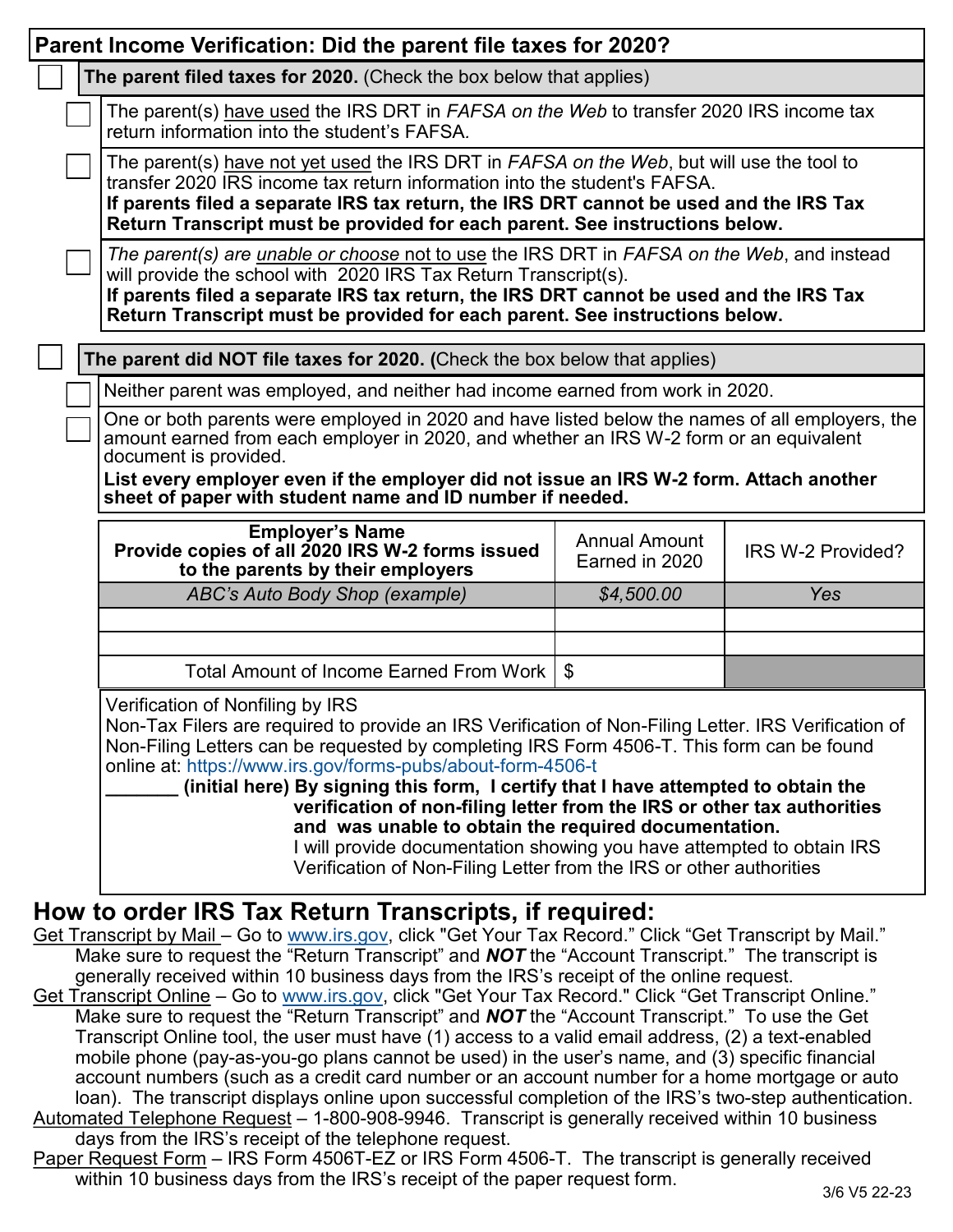## Parent Income Verification: Did the parent file taxes for 2020?

☐ **The parent filed taxes for 2020.** (Check the box below that applies)

- ☐ The parent(s) have used the IRS DRT in *FAFSA on the Web* to transfer 2020 IRS income tax return information into the student's FAFSA.
- ☐ The parent(s) have not yet used the IRS DRT in *FAFSA on the Web*, but will use the tool to transfer 2020 IRS income tax return information into the student's FAFSA. **If parents filed a separate IRS tax return, the IRS DRT cannot be used and the IRS Tax Return Transcript must be provided for each parent. See instructions below.**
- ☐ *The parent(s) are unable or choose not to use* the IRS DRT in *FAFSA on the Web*, and instead will provide the school with 2020 IRS Tax Return Transcript(s). **If parents filed a separate IRS tax return, the IRS DRT cannot be used and the IRS Tax Return Transcript must be provided for each parent. See instructions below.**

☐ **The parent did NOT file taxes for 2020. (**Check the box below that applies)

- ☐ Neither parent was employed, and neither had income earned from work in 2020.
- ☐ One or both parents were employed in 2020 and have listed below the names of all employers, the amount earned from each employer in 2020, and whether an IRS W-2 form or an equivalent document is provided. **List every employer even if the employer did not issue an IRS W-2 form. Attach another sheet of paper with student name and ID number if needed.**

| **Employer's Name** **Provide copies of all 2020 IRS W-2 forms issued to the parents by their employers** | Annual Amount Earned in 2020 | IRS W-2 Provided? |
|---|---|---|
| *ABC's Auto Body Shop (example)* | *$4,500.00* | *Yes* |
| | | |
| | | |
| Total Amount of Income Earned From Work | $ | |

Verification of Nonfiling by IRS
Non-Tax Filers are required to provide an IRS Verification of Non-Filing Letter. IRS Verification of Non-Filing Letters can be requested by completing IRS Form 4506-T. This form can be found online at: https://www.irs.gov/forms-pubs/about-form-4506-t

_______ **(initial here) By signing this form, I certify that I have attempted to obtain the verification of non-filing letter from the IRS or other tax authorities and was unable to obtain the required documentation.**
I will provide documentation showing you have attempted to obtain IRS Verification of Non-Filing Letter from the IRS or other authorities

## How to order IRS Tax Return Transcripts, if required:

Get Transcript by Mail – Go to www.irs.gov, click "Get Your Tax Record." Click "Get Transcript by Mail." Make sure to request the "Return Transcript" and ***NOT*** the "Account Transcript." The transcript is generally received within 10 business days from the IRS's receipt of the online request.

Get Transcript Online – Go to www.irs.gov, click "Get Your Tax Record." Click "Get Transcript Online." Make sure to request the "Return Transcript" and ***NOT*** the "Account Transcript." To use the Get Transcript Online tool, the user must have (1) access to a valid email address, (2) a text-enabled mobile phone (pay-as-you-go plans cannot be used) in the user's name, and (3) specific financial account numbers (such as a credit card number or an account number for a home mortgage or auto loan). The transcript displays online upon successful completion of the IRS's two-step authentication.

Automated Telephone Request – 1-800-908-9946. Transcript is generally received within 10 business days from the IRS's receipt of the telephone request.

Paper Request Form – IRS Form 4506T-EZ or IRS Form 4506-T. The transcript is generally received within 10 business days from the IRS's receipt of the paper request form.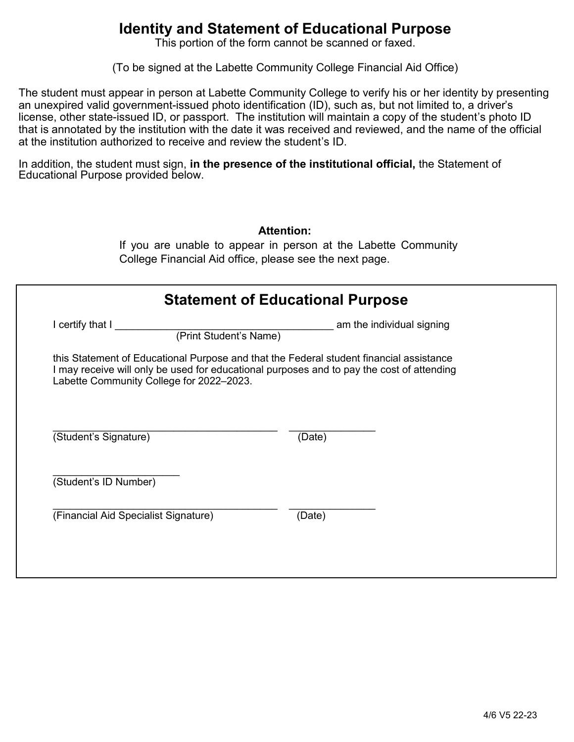# Identity and Statement of Educational Purpose

This portion of the form cannot be scanned or faxed.

(To be signed at the Labette Community College Financial Aid Office)

The student must appear in person at Labette Community College to verify his or her identity by presenting an unexpired valid government-issued photo identification (ID), such as, but not limited to, a driver's license, other state-issued ID, or passport. The institution will maintain a copy of the student's photo ID that is annotated by the institution with the date it was received and reviewed, and the name of the official at the institution authorized to receive and review the student's ID.

In addition, the student must sign, **in the presence of the institutional official,** the Statement of Educational Purpose provided below.

**Attention:**

If you are unable to appear in person at the Labette Community College Financial Aid office, please see the next page.

## Statement of Educational Purpose

I certify that I ______________________________________ am the individual signing
(Print Student's Name)

this Statement of Educational Purpose and that the Federal student financial assistance I may receive will only be used for educational purposes and to pay the cost of attending Labette Community College for 2022–2023.

________________________________________ _______________
(Student's Signature) (Date)

______________________
(Student's ID Number)

________________________________________ _______________
(Financial Aid Specialist Signature) (Date)

4/6 V5 22-23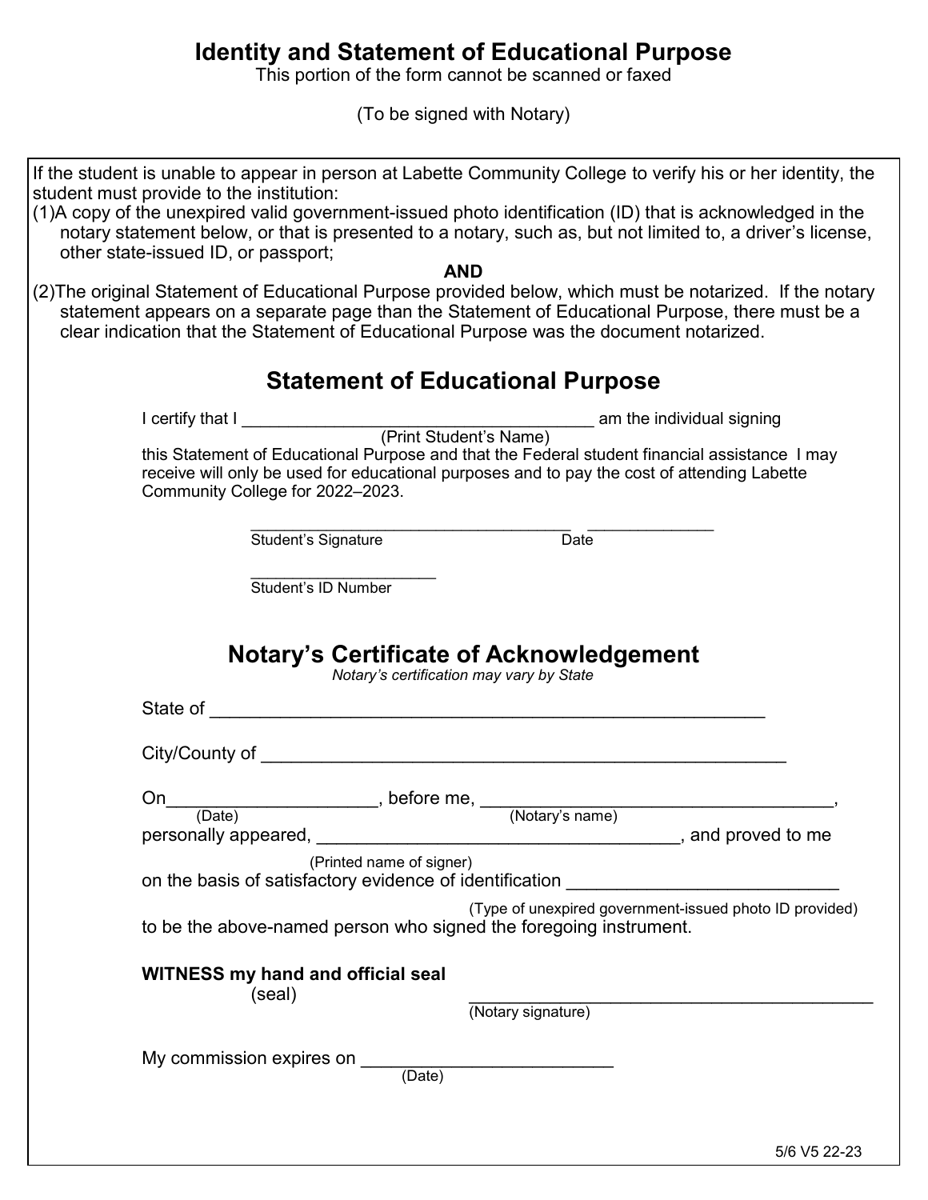# Identity and Statement of Educational Purpose

This portion of the form cannot be scanned or faxed

(To be signed with Notary)

If the student is unable to appear in person at Labette Community College to verify his or her identity, the student must provide to the institution:

(1) A copy of the unexpired valid government-issued photo identification (ID) that is acknowledged in the notary statement below, or that is presented to a notary, such as, but not limited to, a driver's license, other state-issued ID, or passport;

**AND**

(2) The original Statement of Educational Purpose provided below, which must be notarized. If the notary statement appears on a separate page than the Statement of Educational Purpose, there must be a clear indication that the Statement of Educational Purpose was the document notarized.

## Statement of Educational Purpose

I certify that I ____________________________________ am the individual signing
(Print Student's Name)
this Statement of Educational Purpose and that the Federal student financial assistance I may receive will only be used for educational purposes and to pay the cost of attending Labette Community College for 2022–2023.

____________________________________ ______________
Student's Signature Date

_____________________
Student's ID Number

## Notary's Certificate of Acknowledgement

*Notary's certification may vary by State*

State of ______________________________________________________

City/County of _________________________________________________

On____________________, before me, ___________________________________,
(Date) (Notary's name)
personally appeared, ____________________________________, and proved to me
(Printed name of signer)
on the basis of satisfactory evidence of identification __________________________
(Type of unexpired government-issued photo ID provided)
to be the above-named person who signed the foregoing instrument.

**WITNESS my hand and official seal**
(seal) __________________________________________
(Notary signature)

My commission expires on ________________________
(Date)

5/6 V5 22-23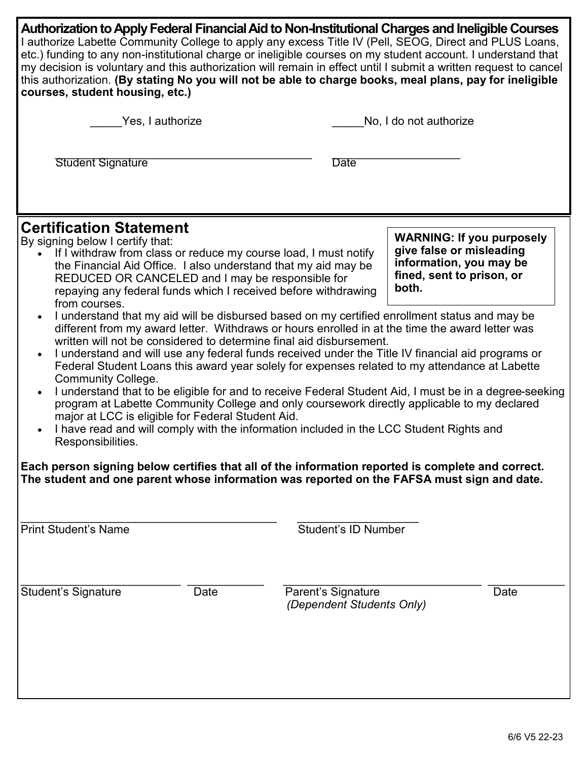## Authorization to Apply Federal Financial Aid to Non-Institutional Charges and Ineligible Courses

I authorize Labette Community College to apply any excess Title IV (Pell, SEOG, Direct and PLUS Loans, etc.) funding to any non-institutional charge or ineligible courses on my student account. I understand that my decision is voluntary and this authorization will remain in effect until I submit a written request to cancel this authorization. **(By stating No you will not be able to charge books, meal plans, pay for ineligible courses, student housing, etc.)**

_____Yes, I authorize          _____No, I do not authorize

_________________________________________          ____________________
Student Signature                                                      Date

## Certification Statement

By signing below I certify that:

**WARNING: If you purposely give false or misleading information, you may be fined, sent to prison, or both.**

- If I withdraw from class or reduce my course load, I must notify the Financial Aid Office. I also understand that my aid may be REDUCED OR CANCELED and I may be responsible for repaying any federal funds which I received before withdrawing from courses.
- I understand that my aid will be disbursed based on my certified enrollment status and may be different from my award letter. Withdraws or hours enrolled in at the time the award letter was written will not be considered to determine final aid disbursement.
- I understand and will use any federal funds received under the Title IV financial aid programs or Federal Student Loans this award year solely for expenses related to my attendance at Labette Community College.
- I understand that to be eligible for and to receive Federal Student Aid, I must be in a degree-seeking program at Labette Community College and only coursework directly applicable to my declared major at LCC is eligible for Federal Student Aid.
- I have read and will comply with the information included in the LCC Student Rights and Responsibilities.

**Each person signing below certifies that all of the information reported is complete and correct. The student and one parent whose information was reported on the FAFSA must sign and date.**

_________________________________________          ____________________
Print Student's Name                                              Student's ID Number

__________________________   ____________   _______________________________   ____________
Student's Signature          Date          Parent's Signature          Date
*(Dependent Students Only)*

6/6 V5 22-23